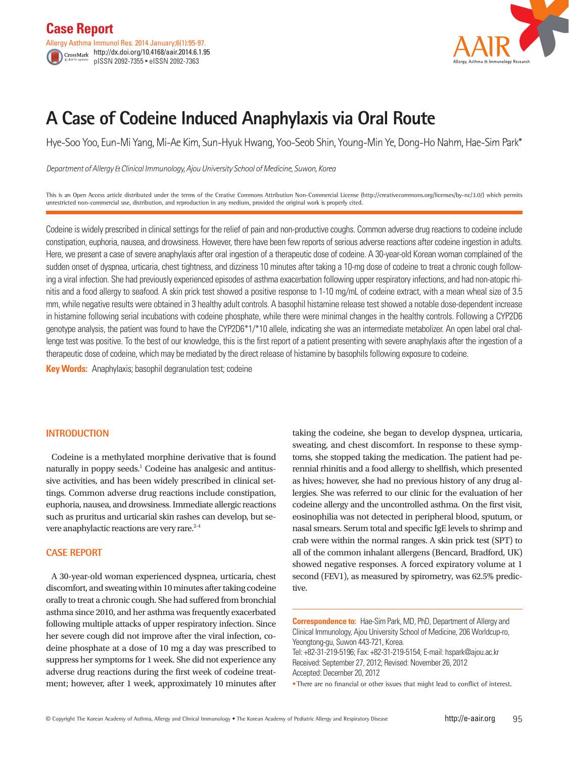Case Report

# A Case of Codeine Induced Anaphylaxis via Oral Route

Hye-Soo Yoo, Eun-Mi Yang, Mi-Ae Kim, Sun-Hyuk Hwang, Yoo-Seob Shin, Young-Min Ye, Dong-Ho Nahm, Hae-Sim Park*

*Department of Allergy & Clinical Immunology, Ajou University School of Medicine, Suwon, Korea*

This is an Open Access article distributed under the terms of the Creative Commons Attribution Non-Commercial License (http://creativecommons.org/licenses/by-nc/3.0/) which permits unrestricted non-commercial use, distribution, and reproduction in any medium, provided the original work is properly cited.

Codeine is widely prescribed in clinical settings for the relief of pain and non-productive coughs. Common adverse drug reactions to codeine include constipation, euphoria, nausea, and drowsiness. However, there have been few reports of serious adverse reactions after codeine ingestion in adults. Here, we present a case of severe anaphylaxis after oral ingestion of a therapeutic dose of codeine. A 30-year-old Korean woman complained of the sudden onset of dyspnea, urticaria, chest tightness, and dizziness 10 minutes after taking a 10-mg dose of codeine to treat a chronic cough following a viral infection. She had previously experienced episodes of asthma exacerbation following upper respiratory infections, and had non-atopic rhinitis and a food allergy to seafood. A skin prick test showed a positive response to 1-10 mg/mL of codeine extract, with a mean wheal size of 3.5 mm, while negative results were obtained in 3 healthy adult controls. A basophil histamine release test showed a notable dose-dependent increase in histamine following serial incubations with codeine phosphate, while there were minimal changes in the healthy controls. Following a CYP2D6 genotype analysis, the patient was found to have the CYP2D6*1/*10 allele, indicating she was an intermediate metabolizer. An open label oral challenge test was positive. To the best of our knowledge, this is the first report of a patient presenting with severe anaphylaxis after the ingestion of a therapeutic dose of codeine, which may be mediated by the direct release of histamine by basophils following exposure to codeine.

**Key Words:** Anaphylaxis; basophil degranulation test; codeine

## INTRODUCTION

Codeine is a methylated morphine derivative that is found naturally in poppy seeds.[1] Codeine has analgesic and antitussive activities, and has been widely prescribed in clinical settings. Common adverse drug reactions include constipation, euphoria, nausea, and drowsiness. Immediate allergic reactions such as pruritus and urticarial skin rashes can develop, but severe anaphylactic reactions are very rare.[2-4]

## CASE REPORT

A 30-year-old woman experienced dyspnea, urticaria, chest discomfort, and sweating within 10 minutes after taking codeine orally to treat a chronic cough. She had suffered from bronchial asthma since 2010, and her asthma was frequently exacerbated following multiple attacks of upper respiratory infection. Since her severe cough did not improve after the viral infection, codeine phosphate at a dose of 10 mg a day was prescribed to suppress her symptoms for 1 week. She did not experience any adverse drug reactions during the first week of codeine treatment; however, after 1 week, approximately 10 minutes after taking the codeine, she began to develop dyspnea, urticaria, sweating, and chest discomfort. In response to these symptoms, she stopped taking the medication. The patient had perennial rhinitis and a food allergy to shellfish, which presented as hives; however, she had no previous history of any drug allergies. She was referred to our clinic for the evaluation of her codeine allergy and the uncontrolled asthma. On the first visit, eosinophilia was not detected in peripheral blood, sputum, or nasal smears. Serum total and specific IgE levels to shrimp and crab were within the normal ranges. A skin prick test (SPT) to all of the common inhalant allergens (Bencard, Bradford, UK) showed negative responses. A forced expiratory volume at 1 second (FEV1), as measured by spirometry, was 62.5% predictive.

**Correspondence to:** Hae-Sim Park, MD, PhD, Department of Allergy and Clinical Immunology, Ajou University School of Medicine, 206 Worldcup-ro, Yeongtong-gu, Suwon 443-721, Korea.
Tel: +82-31-219-5196; Fax: +82-31-219-5154; E-mail: hspark@ajou.ac.kr
Received: September 27, 2012; Revised: November 26, 2012
Accepted: December 20, 2012

• There are no financial or other issues that might lead to conflict of interest.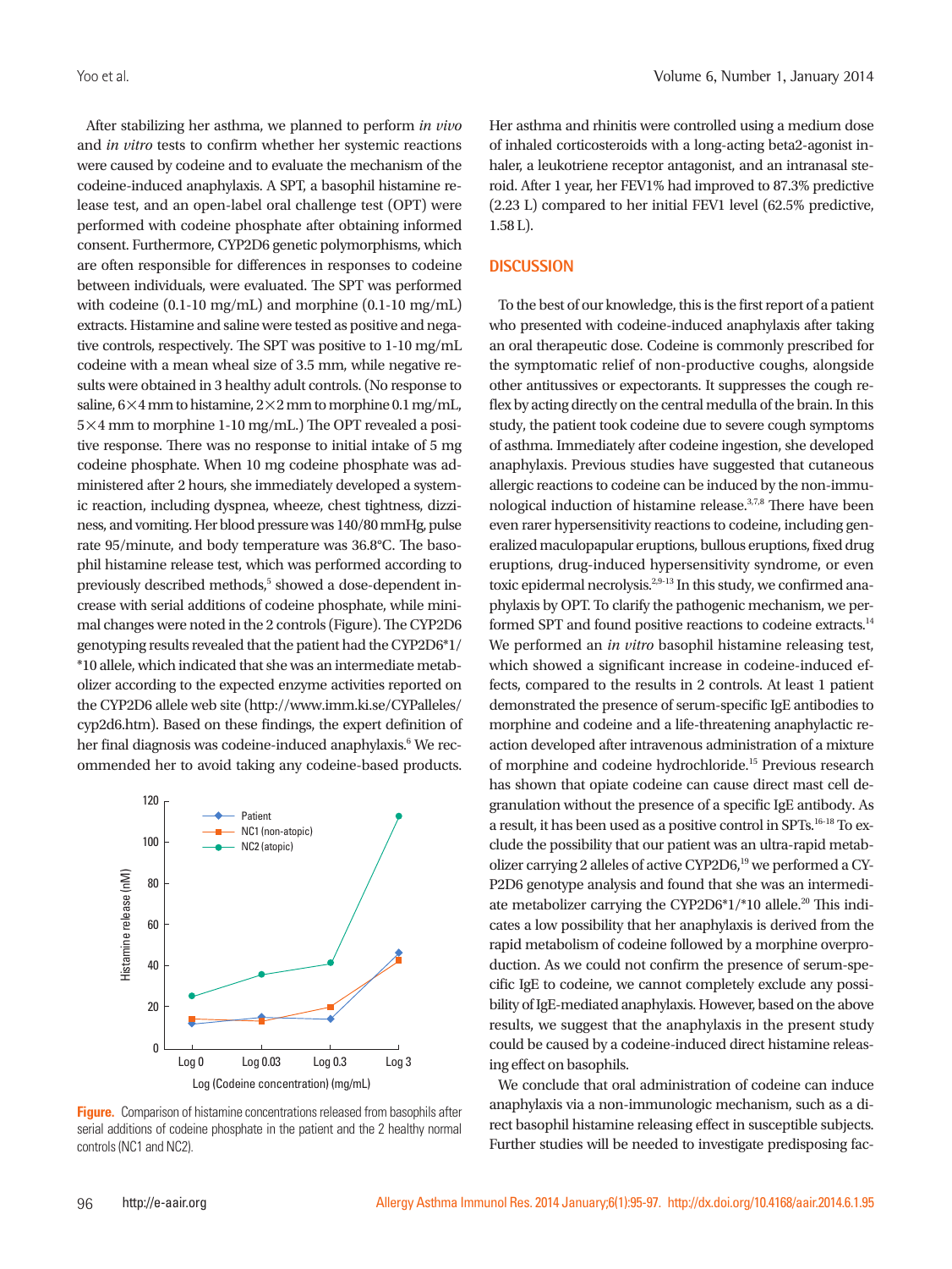After stabilizing her asthma, we planned to perform *in vivo* and *in vitro* tests to confirm whether her systemic reactions were caused by codeine and to evaluate the mechanism of the codeine-induced anaphylaxis. A SPT, a basophil histamine release test, and an open-label oral challenge test (OPT) were performed with codeine phosphate after obtaining informed consent. Furthermore, CYP2D6 genetic polymorphisms, which are often responsible for differences in responses to codeine between individuals, were evaluated. The SPT was performed with codeine (0.1-10 mg/mL) and morphine (0.1-10 mg/mL) extracts. Histamine and saline were tested as positive and negative controls, respectively. The SPT was positive to 1-10 mg/mL codeine with a mean wheal size of 3.5 mm, while negative results were obtained in 3 healthy adult controls. (No response to saline, 6×4 mm to histamine, 2×2 mm to morphine 0.1 mg/mL, 5×4 mm to morphine 1-10 mg/mL.) The OPT revealed a positive response. There was no response to initial intake of 5 mg codeine phosphate. When 10 mg codeine phosphate was administered after 2 hours, she immediately developed a systemic reaction, including dyspnea, wheeze, chest tightness, dizziness, and vomiting. Her blood pressure was 140/80 mmHg, pulse rate 95/minute, and body temperature was 36.8°C. The basophil histamine release test, which was performed according to previously described methods,[5] showed a dose-dependent increase with serial additions of codeine phosphate, while minimal changes were noted in the 2 controls (Figure). The CYP2D6 genotyping results revealed that the patient had the CYP2D6*1/*10 allele, which indicated that she was an intermediate metabolizer according to the expected enzyme activities reported on the CYP2D6 allele web site (http://www.imm.ki.se/CYPalleles/cyp2d6.htm). Based on these findings, the expert definition of her final diagnosis was codeine-induced anaphylaxis.[6] We recommended her to avoid taking any codeine-based products.

**Figure.** Comparison of histamine concentrations released from basophils after serial additions of codeine phosphate in the patient and the 2 healthy normal controls (NC1 and NC2).

Her asthma and rhinitis were controlled using a medium dose of inhaled corticosteroids with a long-acting beta2-agonist inhaler, a leukotriene receptor antagonist, and an intranasal steroid. After 1 year, her FEV1% had improved to 87.3% predictive (2.23 L) compared to her initial FEV1 level (62.5% predictive, 1.58 L).

## DISCUSSION

To the best of our knowledge, this is the first report of a patient who presented with codeine-induced anaphylaxis after taking an oral therapeutic dose. Codeine is commonly prescribed for the symptomatic relief of non-productive coughs, alongside other antitussives or expectorants. It suppresses the cough reflex by acting directly on the central medulla of the brain. In this study, the patient took codeine due to severe cough symptoms of asthma. Immediately after codeine ingestion, she developed anaphylaxis. Previous studies have suggested that cutaneous allergic reactions to codeine can be induced by the non-immunological induction of histamine release.[3,7,8] There have been even rarer hypersensitivity reactions to codeine, including generalized maculopapular eruptions, bullous eruptions, fixed drug eruptions, drug-induced hypersensitivity syndrome, or even toxic epidermal necrolysis.[2,9-13] In this study, we confirmed anaphylaxis by OPT. To clarify the pathogenic mechanism, we performed SPT and found positive reactions to codeine extracts.[14] We performed an *in vitro* basophil histamine releasing test, which showed a significant increase in codeine-induced effects, compared to the results in 2 controls. At least 1 patient demonstrated the presence of serum-specific IgE antibodies to morphine and codeine and a life-threatening anaphylactic reaction developed after intravenous administration of a mixture of morphine and codeine hydrochloride.[15] Previous research has shown that opiate codeine can cause direct mast cell degranulation without the presence of a specific IgE antibody. As a result, it has been used as a positive control in SPTs.[16-18] To exclude the possibility that our patient was an ultra-rapid metabolizer carrying 2 alleles of active CYP2D6,[19] we performed a CYP2D6 genotype analysis and found that she was an intermediate metabolizer carrying the CYP2D6*1/*10 allele.[20] This indicates a low possibility that her anaphylaxis is derived from the rapid metabolism of codeine followed by a morphine overproduction. As we could not confirm the presence of serum-specific IgE to codeine, we cannot completely exclude any possibility of IgE-mediated anaphylaxis. However, based on the above results, we suggest that the anaphylaxis in the present study could be caused by a codeine-induced direct histamine releasing effect on basophils.

We conclude that oral administration of codeine can induce anaphylaxis via a non-immunologic mechanism, such as a direct basophil histamine releasing effect in susceptible subjects. Further studies will be needed to investigate predisposing fac-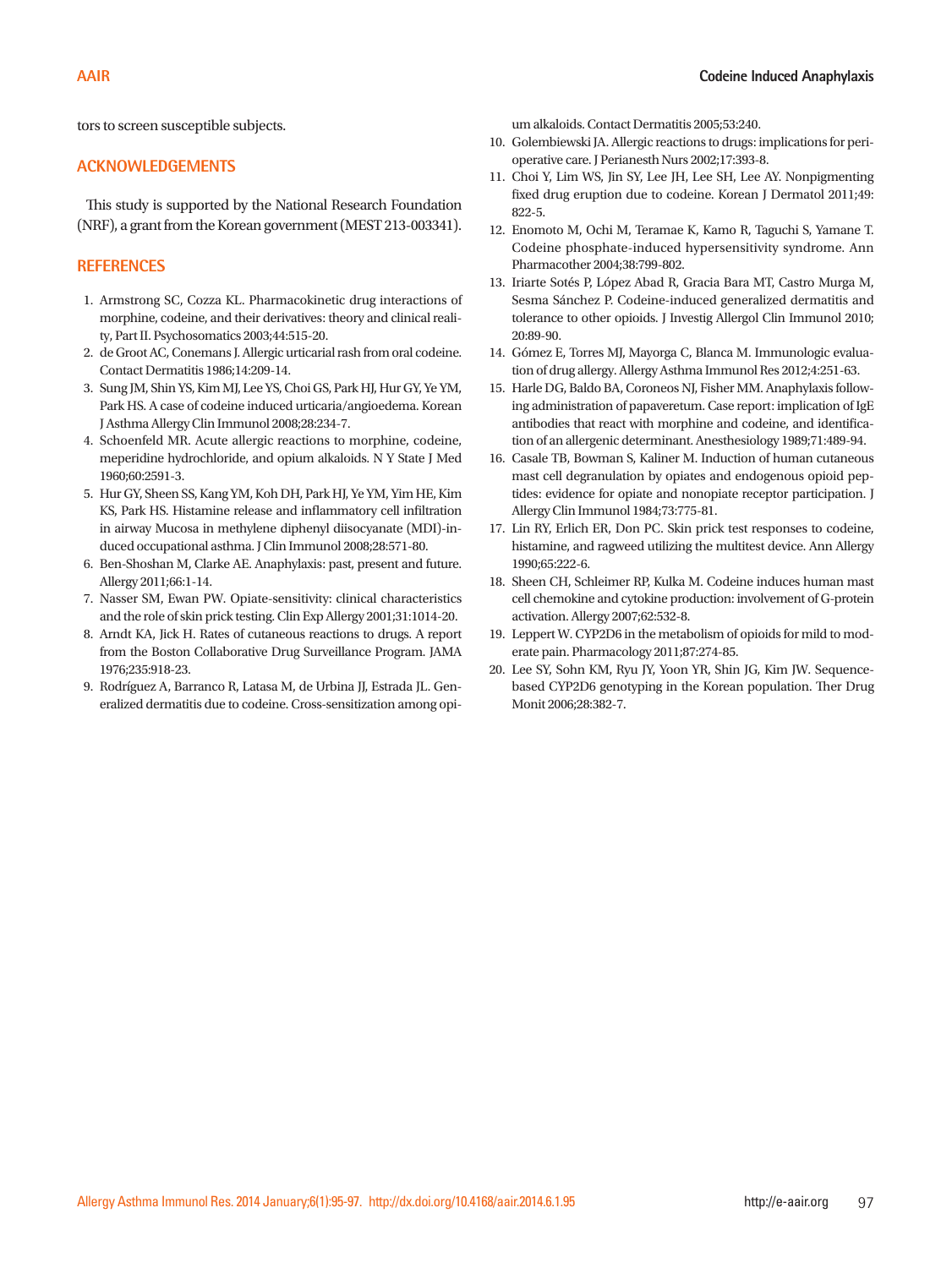tors to screen susceptible subjects.

## ACKNOWLEDGEMENTS

This study is supported by the National Research Foundation (NRF), a grant from the Korean government (MEST 213-003341).

## REFERENCES

1. Armstrong SC, Cozza KL. Pharmacokinetic drug interactions of morphine, codeine, and their derivatives: theory and clinical reality, Part II. Psychosomatics 2003;44:515-20.
2. de Groot AC, Conemans J. Allergic urticarial rash from oral codeine. Contact Dermatitis 1986;14:209-14.
3. Sung JM, Shin YS, Kim MJ, Lee YS, Choi GS, Park HJ, Hur GY, Ye YM, Park HS. A case of codeine induced urticaria/angioedema. Korean J Asthma Allergy Clin Immunol 2008;28:234-7.
4. Schoenfeld MR. Acute allergic reactions to morphine, codeine, meperidine hydrochloride, and opium alkaloids. N Y State J Med 1960;60:2591-3.
5. Hur GY, Sheen SS, Kang YM, Koh DH, Park HJ, Ye YM, Yim HE, Kim KS, Park HS. Histamine release and inflammatory cell infiltration in airway Mucosa in methylene diphenyl diisocyanate (MDI)-induced occupational asthma. J Clin Immunol 2008;28:571-80.
6. Ben-Shoshan M, Clarke AE. Anaphylaxis: past, present and future. Allergy 2011;66:1-14.
7. Nasser SM, Ewan PW. Opiate-sensitivity: clinical characteristics and the role of skin prick testing. Clin Exp Allergy 2001;31:1014-20.
8. Arndt KA, Jick H. Rates of cutaneous reactions to drugs. A report from the Boston Collaborative Drug Surveillance Program. JAMA 1976;235:918-23.
9. Rodríguez A, Barranco R, Latasa M, de Urbina JJ, Estrada JL. Generalized dermatitis due to codeine. Cross-sensitization among opium alkaloids. Contact Dermatitis 2005;53:240.
10. Golembiewski JA. Allergic reactions to drugs: implications for perioperative care. J Perianesth Nurs 2002;17:393-8.
11. Choi Y, Lim WS, Jin SY, Lee JH, Lee SH, Lee AY. Nonpigmenting fixed drug eruption due to codeine. Korean J Dermatol 2011;49:822-5.
12. Enomoto M, Ochi M, Teramae K, Kamo R, Taguchi S, Yamane T. Codeine phosphate-induced hypersensitivity syndrome. Ann Pharmacother 2004;38:799-802.
13. Iriarte Sotés P, López Abad R, Gracia Bara MT, Castro Murga M, Sesma Sánchez P. Codeine-induced generalized dermatitis and tolerance to other opioids. J Investig Allergol Clin Immunol 2010;20:89-90.
14. Gómez E, Torres MJ, Mayorga C, Blanca M. Immunologic evaluation of drug allergy. Allergy Asthma Immunol Res 2012;4:251-63.
15. Harle DG, Baldo BA, Coroneos NJ, Fisher MM. Anaphylaxis following administration of papaveretum. Case report: implication of IgE antibodies that react with morphine and codeine, and identification of an allergenic determinant. Anesthesiology 1989;71:489-94.
16. Casale TB, Bowman S, Kaliner M. Induction of human cutaneous mast cell degranulation by opiates and endogenous opioid peptides: evidence for opiate and nonopiate receptor participation. J Allergy Clin Immunol 1984;73:775-81.
17. Lin RY, Erlich ER, Don PC. Skin prick test responses to codeine, histamine, and ragweed utilizing the multitest device. Ann Allergy 1990;65:222-6.
18. Sheen CH, Schleimer RP, Kulka M. Codeine induces human mast cell chemokine and cytokine production: involvement of G-protein activation. Allergy 2007;62:532-8.
19. Leppert W. CYP2D6 in the metabolism of opioids for mild to moderate pain. Pharmacology 2011;87:274-85.
20. Lee SY, Sohn KM, Ryu JY, Yoon YR, Shin JG, Kim JW. Sequence-based CYP2D6 genotyping in the Korean population. Ther Drug Monit 2006;28:382-7.